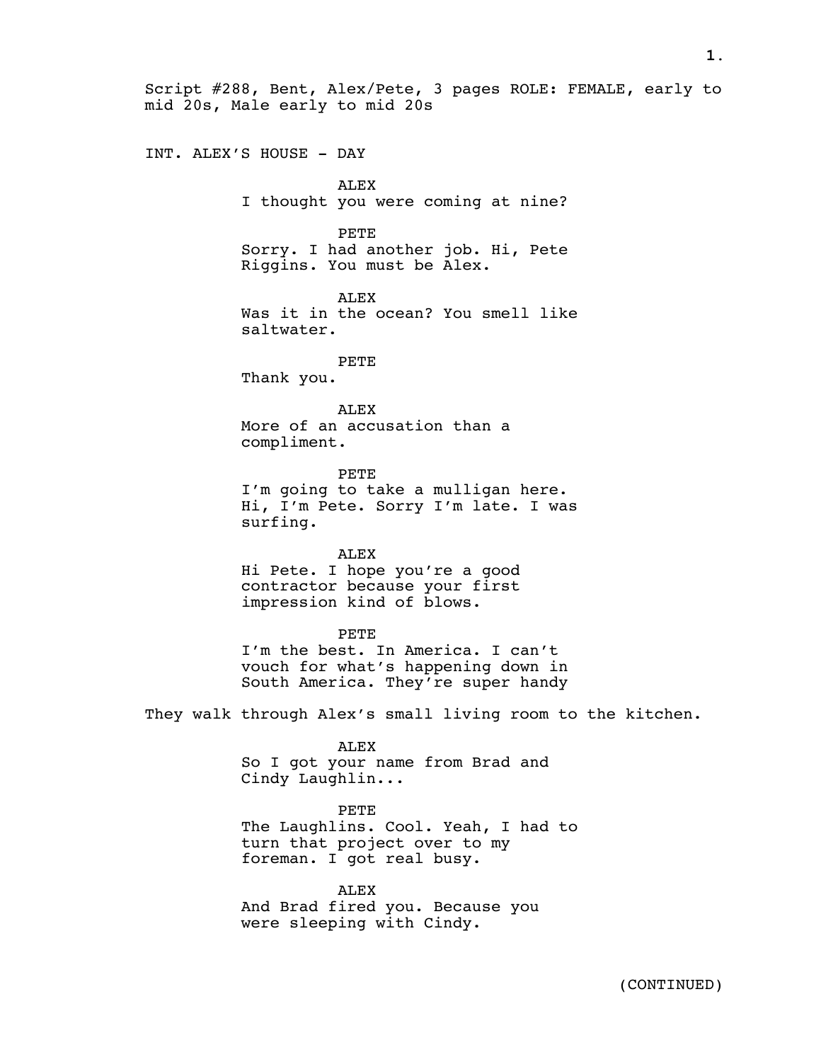Script #288, Bent, Alex/Pete, 3 pages ROLE: FEMALE, early to mid 20s, Male early to mid 20s

INT. ALEX'S HOUSE - DAY

ALEX
I thought you were coming at nine?

PETE
Sorry. I had another job. Hi, Pete Riggins. You must be Alex.

ALEX
Was it in the ocean? You smell like saltwater.

PETE
Thank you.

ALEX
More of an accusation than a compliment.

PETE
I'm going to take a mulligan here. Hi, I'm Pete. Sorry I'm late. I was surfing.

ALEX
Hi Pete. I hope you're a good contractor because your first impression kind of blows.

PETE
I'm the best. In America. I can't vouch for what's happening down in South America. They're super handy

They walk through Alex's small living room to the kitchen.

ALEX
So I got your name from Brad and Cindy Laughlin...

PETE
The Laughlins. Cool. Yeah, I had to turn that project over to my foreman. I got real busy.

ALEX
And Brad fired you. Because you were sleeping with Cindy.

(CONTINUED)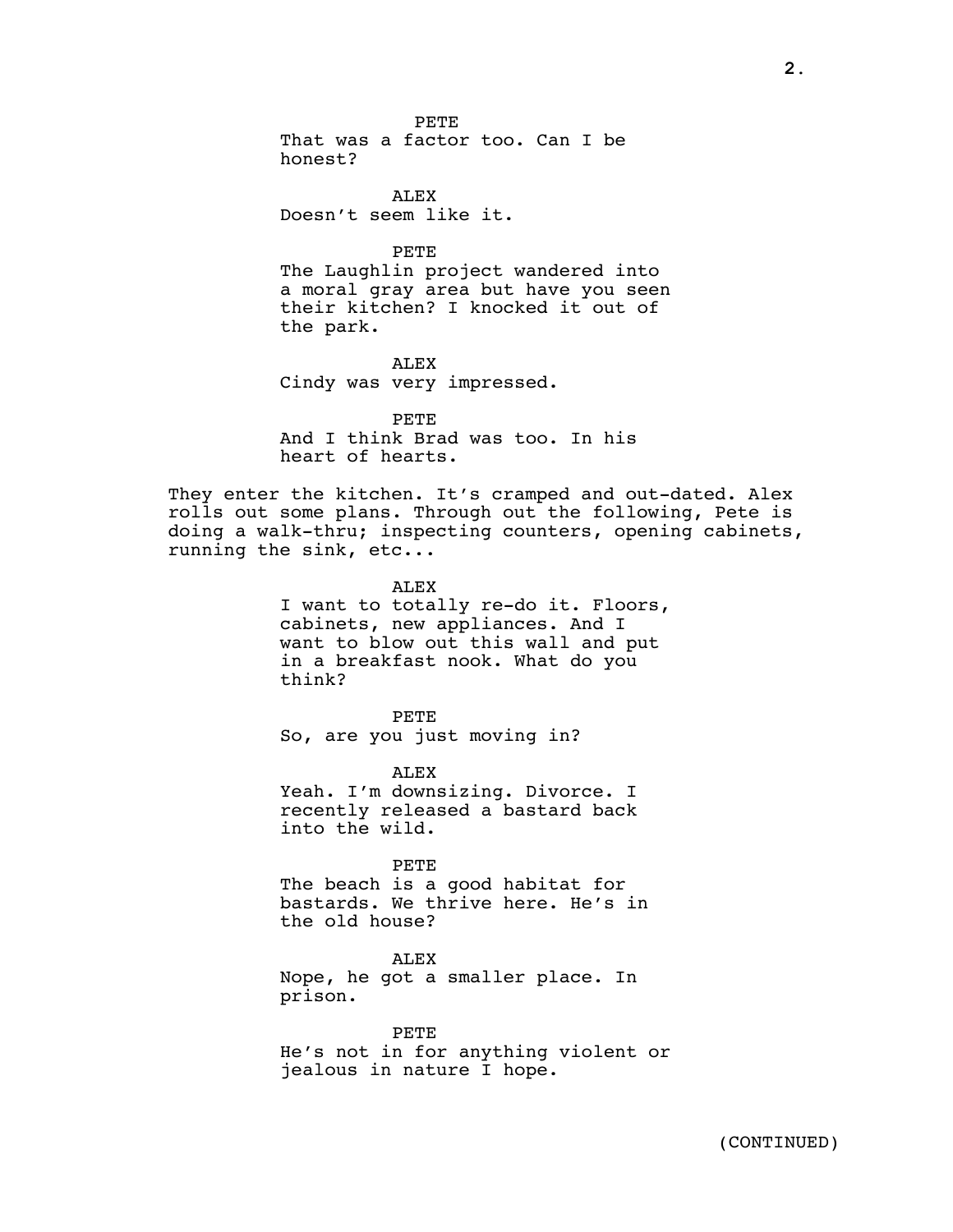PETE
That was a factor too. Can I be honest?

ALEX
Doesn't seem like it.

PETE
The Laughlin project wandered into a moral gray area but have you seen their kitchen? I knocked it out of the park.

ALEX
Cindy was very impressed.

PETE
And I think Brad was too. In his heart of hearts.

They enter the kitchen. It's cramped and out-dated. Alex rolls out some plans. Through out the following, Pete is doing a walk-thru; inspecting counters, opening cabinets, running the sink, etc...

ALEX
I want to totally re-do it. Floors, cabinets, new appliances. And I want to blow out this wall and put in a breakfast nook. What do you think?

PETE
So, are you just moving in?

ALEX
Yeah. I'm downsizing. Divorce. I recently released a bastard back into the wild.

PETE
The beach is a good habitat for bastards. We thrive here. He's in the old house?

ALEX
Nope, he got a smaller place. In prison.

PETE
He's not in for anything violent or jealous in nature I hope.

(CONTINUED)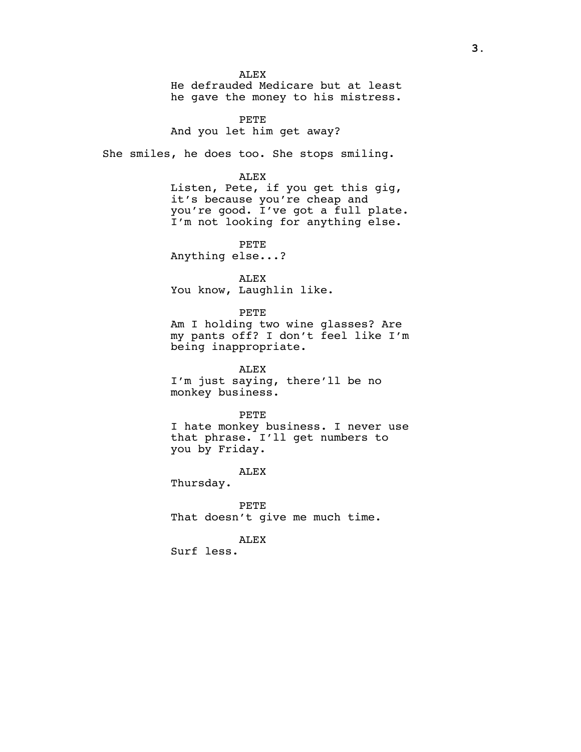ALEX
He defrauded Medicare but at least he gave the money to his mistress.

PETE
And you let him get away?

She smiles, he does too. She stops smiling.

ALEX
Listen, Pete, if you get this gig, it's because you're cheap and you're good. I've got a full plate. I'm not looking for anything else.

PETE
Anything else...?

ALEX
You know, Laughlin like.

PETE
Am I holding two wine glasses? Are my pants off? I don't feel like I'm being inappropriate.

ALEX
I'm just saying, there'll be no monkey business.

PETE
I hate monkey business. I never use that phrase. I'll get numbers to you by Friday.

ALEX
Thursday.

PETE
That doesn't give me much time.

ALEX
Surf less.